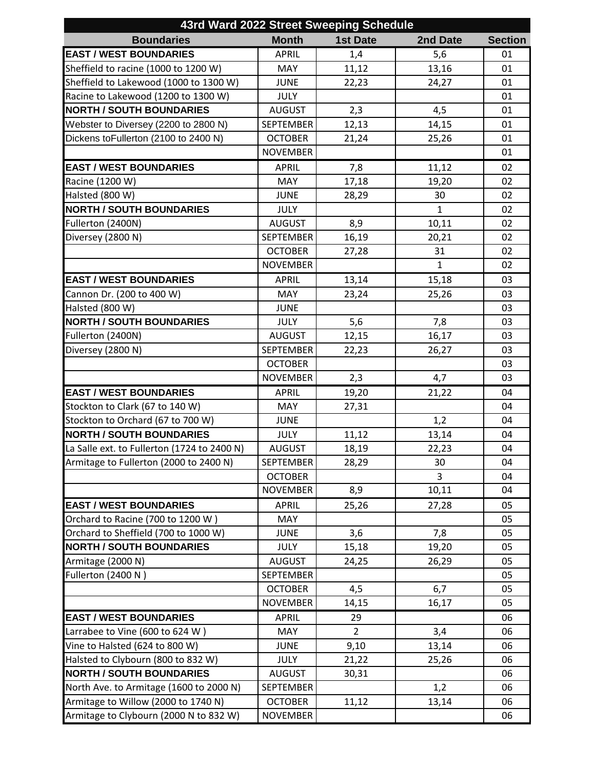| 43rd Ward 2022 Street Sweeping Schedule | | | | |
|---|---|---|---|---|
| **Boundaries** | **Month** | **1st Date** | **2nd Date** | **Section** |
| **EAST / WEST BOUNDARIES** | APRIL | 1,4 | 5,6 | 01 |
| Sheffield to racine (1000 to 1200 W) | MAY | 11,12 | 13,16 | 01 |
| Sheffield to Lakewood (1000 to 1300 W) | JUNE | 22,23 | 24,27 | 01 |
| Racine to Lakewood (1200 to 1300 W) | JULY | | | 01 |
| **NORTH / SOUTH BOUNDARIES** | AUGUST | 2,3 | 4,5 | 01 |
| Webster to Diversey (2200 to 2800 N) | SEPTEMBER | 12,13 | 14,15 | 01 |
| Dickens toFullerton (2100 to 2400 N) | OCTOBER | 21,24 | 25,26 | 01 |
| | NOVEMBER | | | 01 |
| **EAST / WEST BOUNDARIES** | APRIL | 7,8 | 11,12 | 02 |
| Racine (1200 W) | MAY | 17,18 | 19,20 | 02 |
| Halsted (800 W) | JUNE | 28,29 | 30 | 02 |
| **NORTH / SOUTH BOUNDARIES** | JULY | | 1 | 02 |
| Fullerton (2400N) | AUGUST | 8,9 | 10,11 | 02 |
| Diversey (2800 N) | SEPTEMBER | 16,19 | 20,21 | 02 |
| | OCTOBER | 27,28 | 31 | 02 |
| | NOVEMBER | | 1 | 02 |
| **EAST / WEST BOUNDARIES** | APRIL | 13,14 | 15,18 | 03 |
| Cannon Dr. (200 to 400 W) | MAY | 23,24 | 25,26 | 03 |
| Halsted (800 W) | JUNE | | | 03 |
| **NORTH / SOUTH BOUNDARIES** | JULY | 5,6 | 7,8 | 03 |
| Fullerton (2400N) | AUGUST | 12,15 | 16,17 | 03 |
| Diversey (2800 N) | SEPTEMBER | 22,23 | 26,27 | 03 |
| | OCTOBER | | | 03 |
| | NOVEMBER | 2,3 | 4,7 | 03 |
| **EAST / WEST BOUNDARIES** | APRIL | 19,20 | 21,22 | 04 |
| Stockton to Clark (67 to 140 W) | MAY | 27,31 | | 04 |
| Stockton to Orchard (67 to 700 W) | JUNE | | 1,2 | 04 |
| **NORTH / SOUTH BOUNDARIES** | JULY | 11,12 | 13,14 | 04 |
| La Salle ext. to Fullerton (1724 to 2400 N) | AUGUST | 18,19 | 22,23 | 04 |
| Armitage to Fullerton (2000 to 2400 N) | SEPTEMBER | 28,29 | 30 | 04 |
| | OCTOBER | | 3 | 04 |
| | NOVEMBER | 8,9 | 10,11 | 04 |
| **EAST / WEST BOUNDARIES** | APRIL | 25,26 | 27,28 | 05 |
| Orchard to Racine (700 to 1200 W ) | MAY | | | 05 |
| Orchard to Sheffield (700 to 1000 W) | JUNE | 3,6 | 7,8 | 05 |
| **NORTH / SOUTH BOUNDARIES** | JULY | 15,18 | 19,20 | 05 |
| Armitage (2000 N) | AUGUST | 24,25 | 26,29 | 05 |
| Fullerton (2400 N ) | SEPTEMBER | | | 05 |
| | OCTOBER | 4,5 | 6,7 | 05 |
| | NOVEMBER | 14,15 | 16,17 | 05 |
| **EAST / WEST BOUNDARIES** | APRIL | 29 | | 06 |
| Larrabee to Vine (600 to 624 W ) | MAY | 2 | 3,4 | 06 |
| Vine to Halsted (624 to 800 W) | JUNE | 9,10 | 13,14 | 06 |
| Halsted to Clybourn (800 to 832 W) | JULY | 21,22 | 25,26 | 06 |
| **NORTH / SOUTH BOUNDARIES** | AUGUST | 30,31 | | 06 |
| North Ave. to Armitage (1600 to 2000 N) | SEPTEMBER | | 1,2 | 06 |
| Armitage to Willow (2000 to 1740 N) | OCTOBER | 11,12 | 13,14 | 06 |
| Armitage to Clybourn (2000 N to 832 W) | NOVEMBER | | | 06 |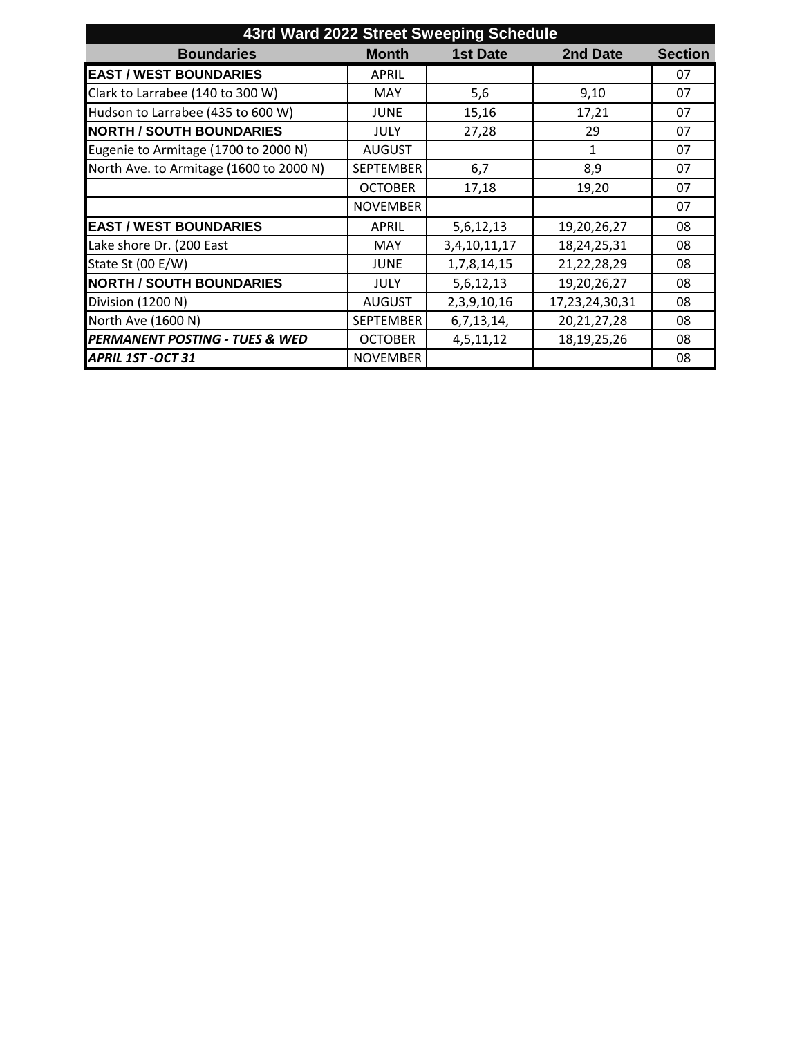| 43rd Ward 2022 Street Sweeping Schedule | | | | |
|---|---|---|---|---|
| **Boundaries** | **Month** | **1st Date** | **2nd Date** | **Section** |
| **EAST / WEST BOUNDARIES** | APRIL | | | 07 |
| Clark to Larrabee (140 to 300 W) | MAY | 5,6 | 9,10 | 07 |
| Hudson to Larrabee (435 to 600 W) | JUNE | 15,16 | 17,21 | 07 |
| **NORTH / SOUTH BOUNDARIES** | JULY | 27,28 | 29 | 07 |
| Eugenie to Armitage (1700 to 2000 N) | AUGUST | | 1 | 07 |
| North Ave. to Armitage (1600 to 2000 N) | SEPTEMBER | 6,7 | 8,9 | 07 |
| | OCTOBER | 17,18 | 19,20 | 07 |
| | NOVEMBER | | | 07 |
| **EAST / WEST BOUNDARIES** | APRIL | 5,6,12,13 | 19,20,26,27 | 08 |
| Lake shore Dr. (200 East | MAY | 3,4,10,11,17 | 18,24,25,31 | 08 |
| State St (00 E/W) | JUNE | 1,7,8,14,15 | 21,22,28,29 | 08 |
| **NORTH / SOUTH BOUNDARIES** | JULY | 5,6,12,13 | 19,20,26,27 | 08 |
| Division (1200 N) | AUGUST | 2,3,9,10,16 | 17,23,24,30,31 | 08 |
| North Ave (1600 N) | SEPTEMBER | 6,7,13,14, | 20,21,27,28 | 08 |
| ***PERMANENT POSTING - TUES & WED*** | OCTOBER | 4,5,11,12 | 18,19,25,26 | 08 |
| ***APRIL 1ST -OCT 31*** | NOVEMBER | | | 08 |